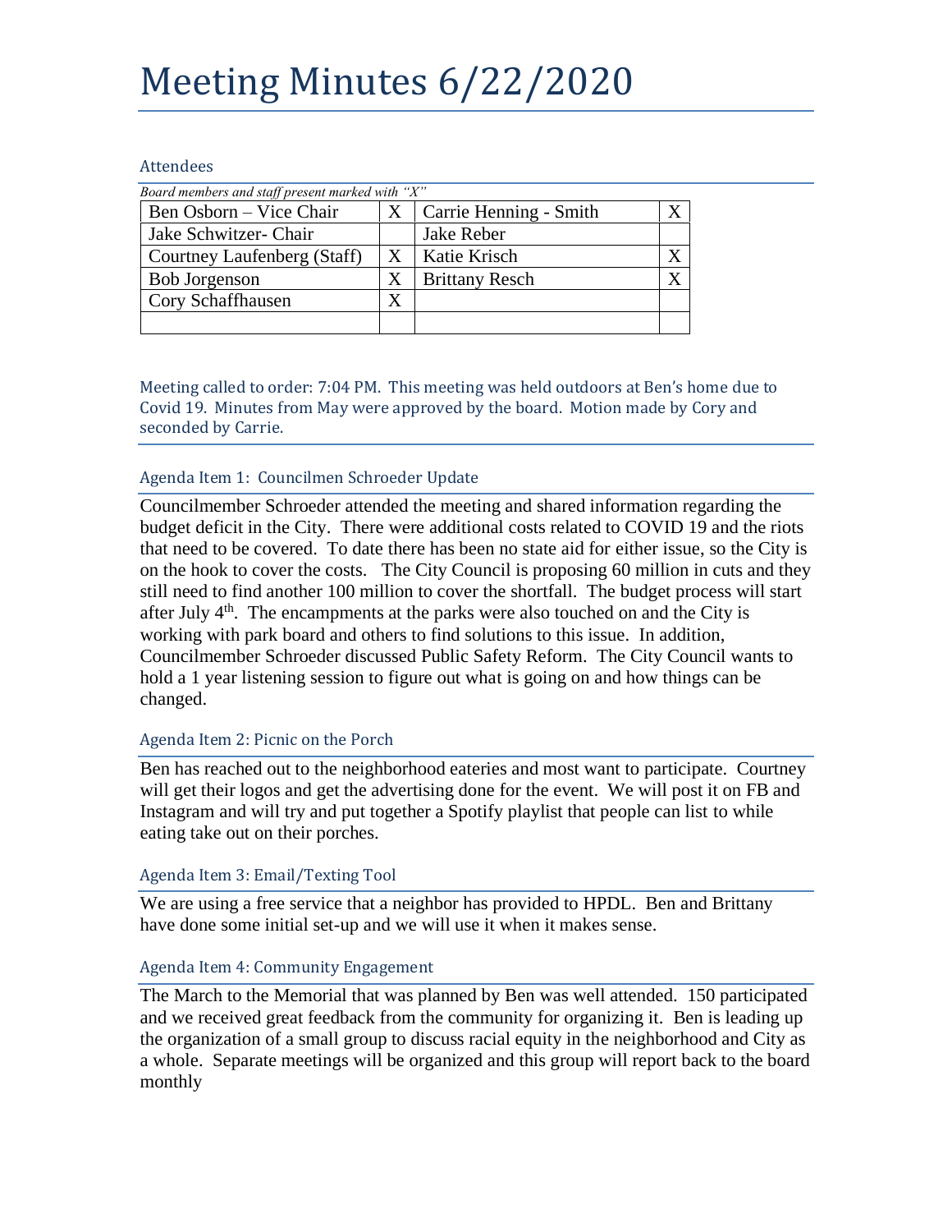# Meeting Minutes 6/22/2020

## Attendees

*Board members and staff present marked with "X"*

| | | | |
|---|---|---|---|
| Ben Osborn – Vice Chair | X | Carrie Henning - Smith | X |
| Jake Schwitzer- Chair | | Jake Reber | |
| Courtney Laufenberg (Staff) | X | Katie Krisch | X |
| Bob Jorgenson | X | Brittany Resch | X |
| Cory Schaffhausen | X | | |
| | | | |

Meeting called to order: 7:04 PM. This meeting was held outdoors at Ben's home due to Covid 19. Minutes from May were approved by the board. Motion made by Cory and seconded by Carrie.

### Agenda Item 1: Councilmen Schroeder Update

Councilmember Schroeder attended the meeting and shared information regarding the budget deficit in the City. There were additional costs related to COVID 19 and the riots that need to be covered. To date there has been no state aid for either issue, so the City is on the hook to cover the costs. The City Council is proposing 60 million in cuts and they still need to find another 100 million to cover the shortfall. The budget process will start after July 4th. The encampments at the parks were also touched on and the City is working with park board and others to find solutions to this issue. In addition, Councilmember Schroeder discussed Public Safety Reform. The City Council wants to hold a 1 year listening session to figure out what is going on and how things can be changed.

### Agenda Item 2: Picnic on the Porch

Ben has reached out to the neighborhood eateries and most want to participate. Courtney will get their logos and get the advertising done for the event. We will post it on FB and Instagram and will try and put together a Spotify playlist that people can list to while eating take out on their porches.

### Agenda Item 3: Email/Texting Tool

We are using a free service that a neighbor has provided to HPDL. Ben and Brittany have done some initial set-up and we will use it when it makes sense.

### Agenda Item 4: Community Engagement

The March to the Memorial that was planned by Ben was well attended. 150 participated and we received great feedback from the community for organizing it. Ben is leading up the organization of a small group to discuss racial equity in the neighborhood and City as a whole. Separate meetings will be organized and this group will report back to the board monthly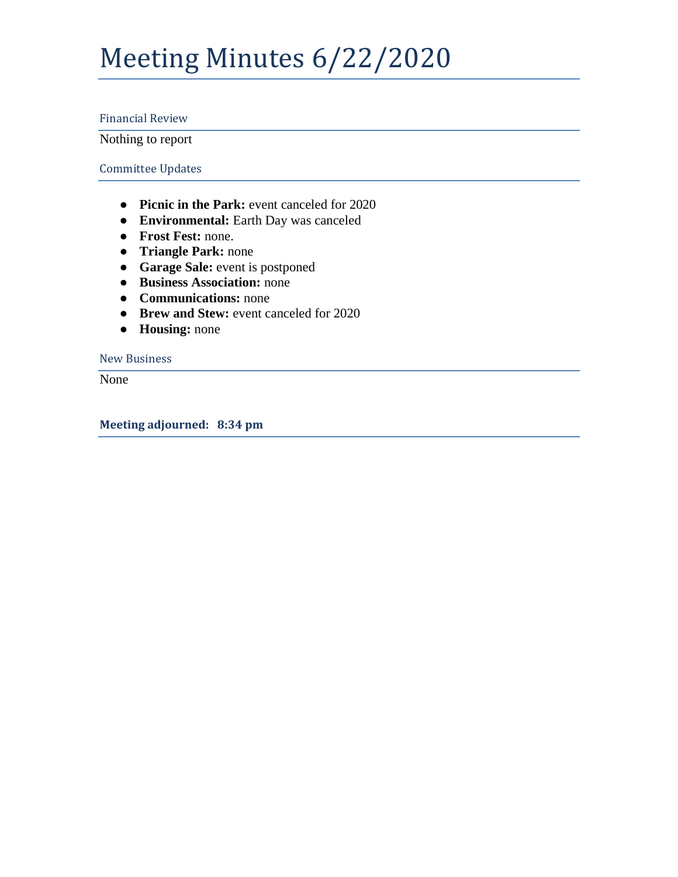# Meeting Minutes 6/22/2020

## Financial Review

Nothing to report

## Committee Updates

- **Picnic in the Park:** event canceled for 2020
- **Environmental:** Earth Day was canceled
- **Frost Fest:** none.
- **Triangle Park:** none
- **Garage Sale:** event is postponed
- **Business Association:** none
- **Communications:** none
- **Brew and Stew:** event canceled for 2020
- **Housing:** none

## New Business

None

**Meeting adjourned: 8:34 pm**